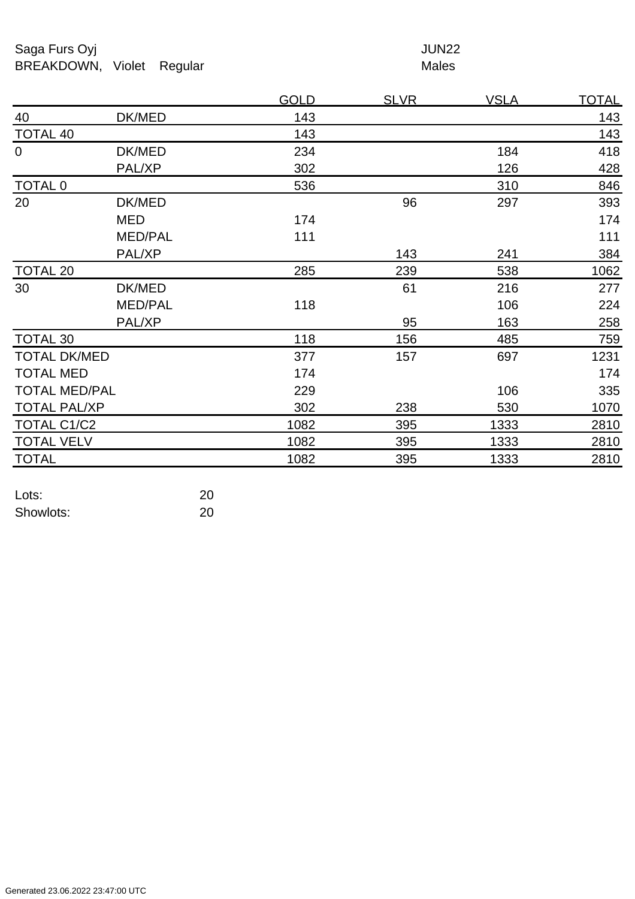Saga Furs Oyj JUN22

BREAKDOWN, Violet Regular Males

| | | GOLD | SLVR | VSLA | TOTAL |
|---|---|---|---|---|---|
| 40 | DK/MED | 143 | | | 143 |
| TOTAL 40 | | 143 | | | 143 |
| 0 | DK/MED | 234 | | 184 | 418 |
| | PAL/XP | 302 | | 126 | 428 |
| TOTAL 0 | | 536 | | 310 | 846 |
| 20 | DK/MED | | 96 | 297 | 393 |
| | MED | 174 | | | 174 |
| | MED/PAL | 111 | | | 111 |
| | PAL/XP | | 143 | 241 | 384 |
| TOTAL 20 | | 285 | 239 | 538 | 1062 |
| 30 | DK/MED | | 61 | 216 | 277 |
| | MED/PAL | 118 | | 106 | 224 |
| | PAL/XP | | 95 | 163 | 258 |
| TOTAL 30 | | 118 | 156 | 485 | 759 |
| TOTAL DK/MED | | 377 | 157 | 697 | 1231 |
| TOTAL MED | | 174 | | | 174 |
| TOTAL MED/PAL | | 229 | | 106 | 335 |
| TOTAL PAL/XP | | 302 | 238 | 530 | 1070 |
| TOTAL C1/C2 | | 1082 | 395 | 1333 | 2810 |
| TOTAL VELV | | 1082 | 395 | 1333 | 2810 |
| TOTAL | | 1082 | 395 | 1333 | 2810 |

Lots: 20

Showlots: 20

Generated 23.06.2022 23:47:00 UTC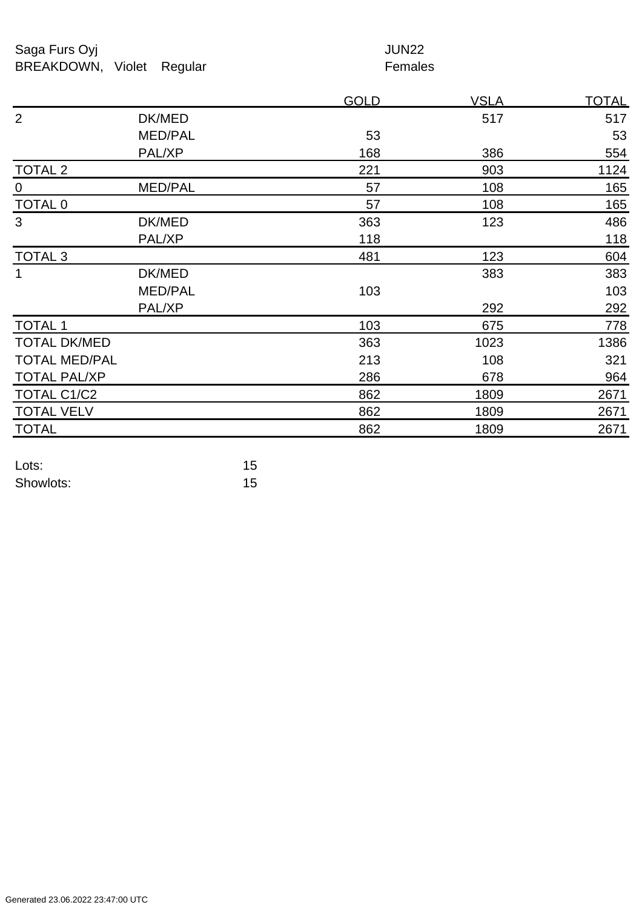Saga Furs Oyj  
BREAKDOWN, Violet Regular

JUN22  
Females

| | | GOLD | VSLA | TOTAL |
|---|---|---|---|---|
| 2 | DK/MED | | 517 | 517 |
| | MED/PAL | 53 | | 53 |
| | PAL/XP | 168 | 386 | 554 |
| TOTAL 2 | | 221 | 903 | 1124 |
| 0 | MED/PAL | 57 | 108 | 165 |
| TOTAL 0 | | 57 | 108 | 165 |
| 3 | DK/MED | 363 | 123 | 486 |
| | PAL/XP | 118 | | 118 |
| TOTAL 3 | | 481 | 123 | 604 |
| 1 | DK/MED | | 383 | 383 |
| | MED/PAL | 103 | | 103 |
| | PAL/XP | | 292 | 292 |
| TOTAL 1 | | 103 | 675 | 778 |
| TOTAL DK/MED | | 363 | 1023 | 1386 |
| TOTAL MED/PAL | | 213 | 108 | 321 |
| TOTAL PAL/XP | | 286 | 678 | 964 |
| TOTAL C1/C2 | | 862 | 1809 | 2671 |
| TOTAL VELV | | 862 | 1809 | 2671 |
| TOTAL | | 862 | 1809 | 2671 |

Lots: 15  
Showlots: 15

Generated 23.06.2022 23:47:00 UTC